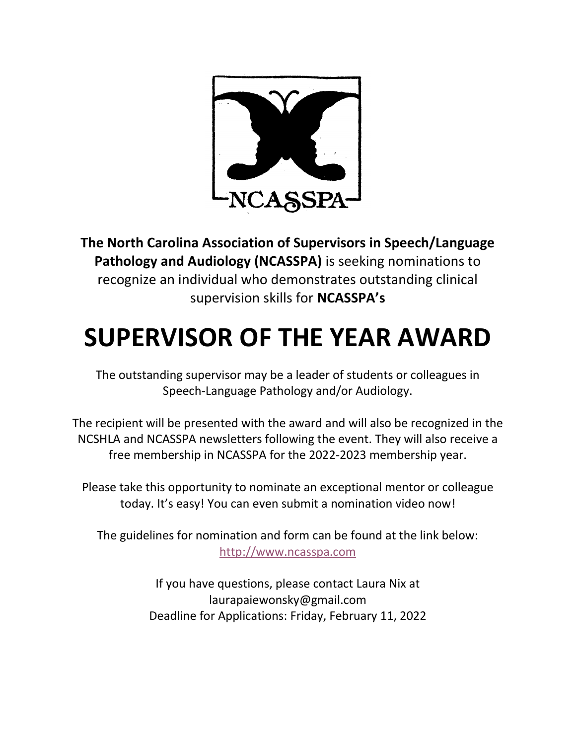NCASSPA

**The North Carolina Association of Supervisors in Speech/Language Pathology and Audiology (NCASSPA)** is seeking nominations to recognize an individual who demonstrates outstanding clinical supervision skills for **NCASSPA's**

# SUPERVISOR OF THE YEAR AWARD

The outstanding supervisor may be a leader of students or colleagues in Speech-Language Pathology and/or Audiology.

The recipient will be presented with the award and will also be recognized in the NCSHLA and NCASSPA newsletters following the event. They will also receive a free membership in NCASSPA for the 2022-2023 membership year.

Please take this opportunity to nominate an exceptional mentor or colleague today. It's easy! You can even submit a nomination video now!

The guidelines for nomination and form can be found at the link below:
[http://www.ncasspa.com](http://www.ncasspa.com)

If you have questions, please contact Laura Nix at
laurapaiewonsky@gmail.com
Deadline for Applications: Friday, February 11, 2022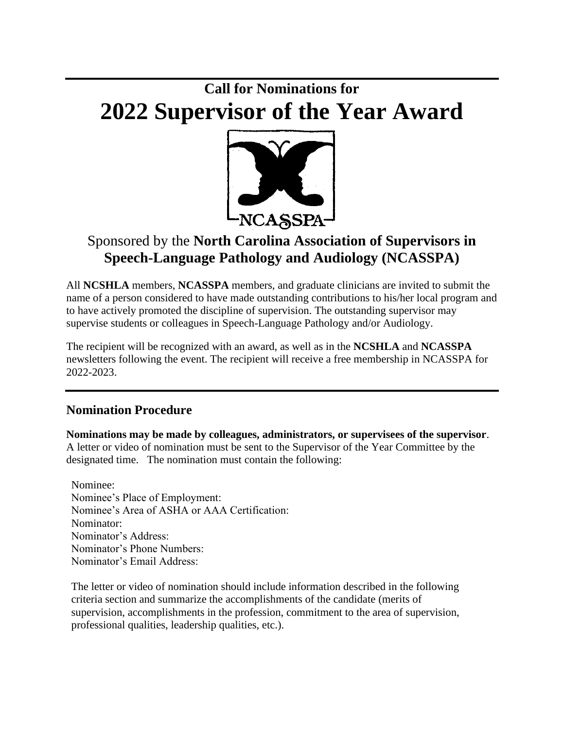# Call for Nominations for
# 2022 Supervisor of the Year Award

NCASSPA

## Sponsored by the **North Carolina Association of Supervisors in Speech-Language Pathology and Audiology (NCASSPA)**

All **NCSHLA** members, **NCASSPA** members, and graduate clinicians are invited to submit the name of a person considered to have made outstanding contributions to his/her local program and to have actively promoted the discipline of supervision. The outstanding supervisor may supervise students or colleagues in Speech-Language Pathology and/or Audiology.

The recipient will be recognized with an award, as well as in the **NCSHLA** and **NCASSPA** newsletters following the event. The recipient will receive a free membership in NCASSPA for 2022-2023.

## Nomination Procedure

**Nominations may be made by colleagues, administrators, or supervisees of the supervisor**. A letter or video of nomination must be sent to the Supervisor of the Year Committee by the designated time. The nomination must contain the following:

Nominee:
Nominee's Place of Employment:
Nominee's Area of ASHA or AAA Certification:
Nominator:
Nominator's Address:
Nominator's Phone Numbers:
Nominator's Email Address:

The letter or video of nomination should include information described in the following criteria section and summarize the accomplishments of the candidate (merits of supervision, accomplishments in the profession, commitment to the area of supervision, professional qualities, leadership qualities, etc.).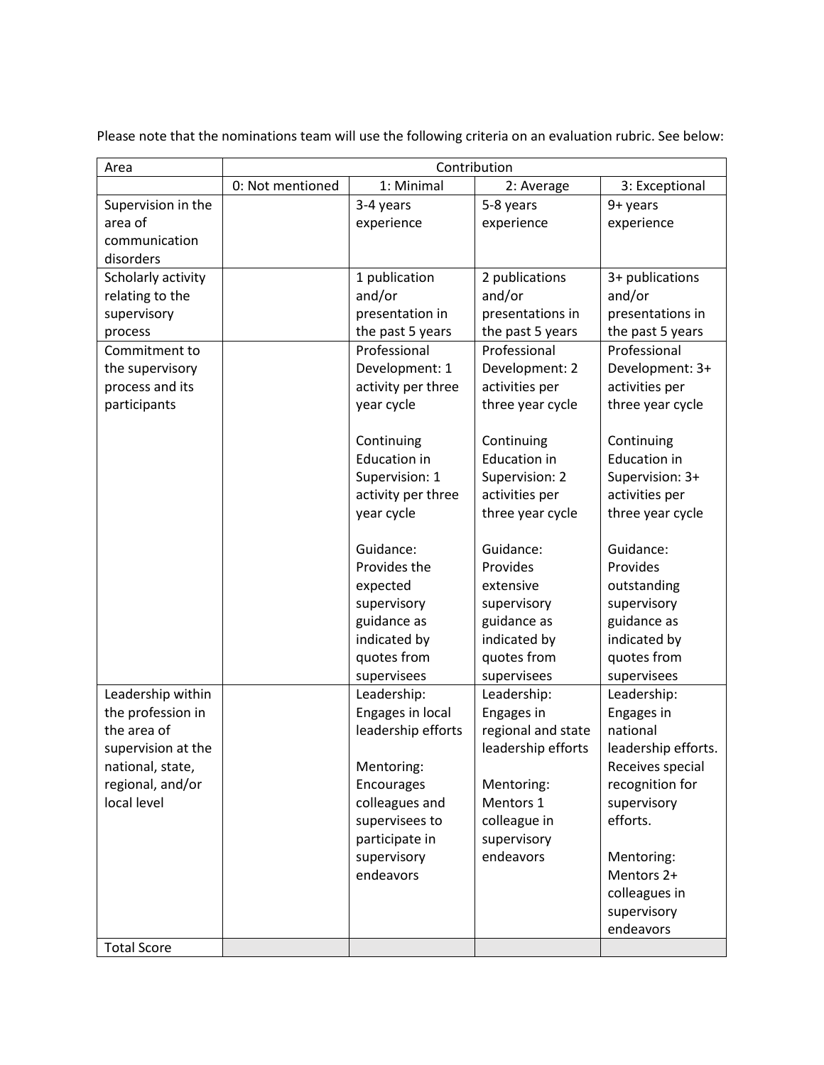Please note that the nominations team will use the following criteria on an evaluation rubric. See below:

| Area | Contribution | | | |
|---|---|---|---|---|
| | 0: Not mentioned | 1: Minimal | 2: Average | 3: Exceptional |
| Supervision in the area of communication disorders | | 3-4 years experience | 5-8 years experience | 9+ years experience |
| Scholarly activity relating to the supervisory process | | 1 publication and/or presentation in the past 5 years | 2 publications and/or presentations in the past 5 years | 3+ publications and/or presentations in the past 5 years |
| Commitment to the supervisory process and its participants | | Professional Development: 1 activity per three year cycle<br><br>Continuing Education in Supervision: 1 activity per three year cycle<br><br>Guidance: Provides the expected supervisory guidance as indicated by quotes from supervisees | Professional Development: 2 activities per three year cycle<br><br>Continuing Education in Supervision: 2 activities per three year cycle<br><br>Guidance: Provides extensive supervisory guidance as indicated by quotes from supervisees | Professional Development: 3+ activities per three year cycle<br><br>Continuing Education in Supervision: 3+ activities per three year cycle<br><br>Guidance: Provides outstanding supervisory guidance as indicated by quotes from supervisees |
| Leadership within the profession in the area of supervision at the national, state, regional, and/or local level | | Leadership: Engages in local leadership efforts<br><br>Mentoring: Encourages colleagues and supervisees to participate in supervisory endeavors | Leadership: Engages in regional and state leadership efforts<br><br>Mentoring: Mentors 1 colleague in supervisory endeavors | Leadership: Engages in national leadership efforts. Receives special recognition for supervisory efforts.<br><br>Mentoring: Mentors 2+ colleagues in supervisory endeavors |
| Total Score | | | | |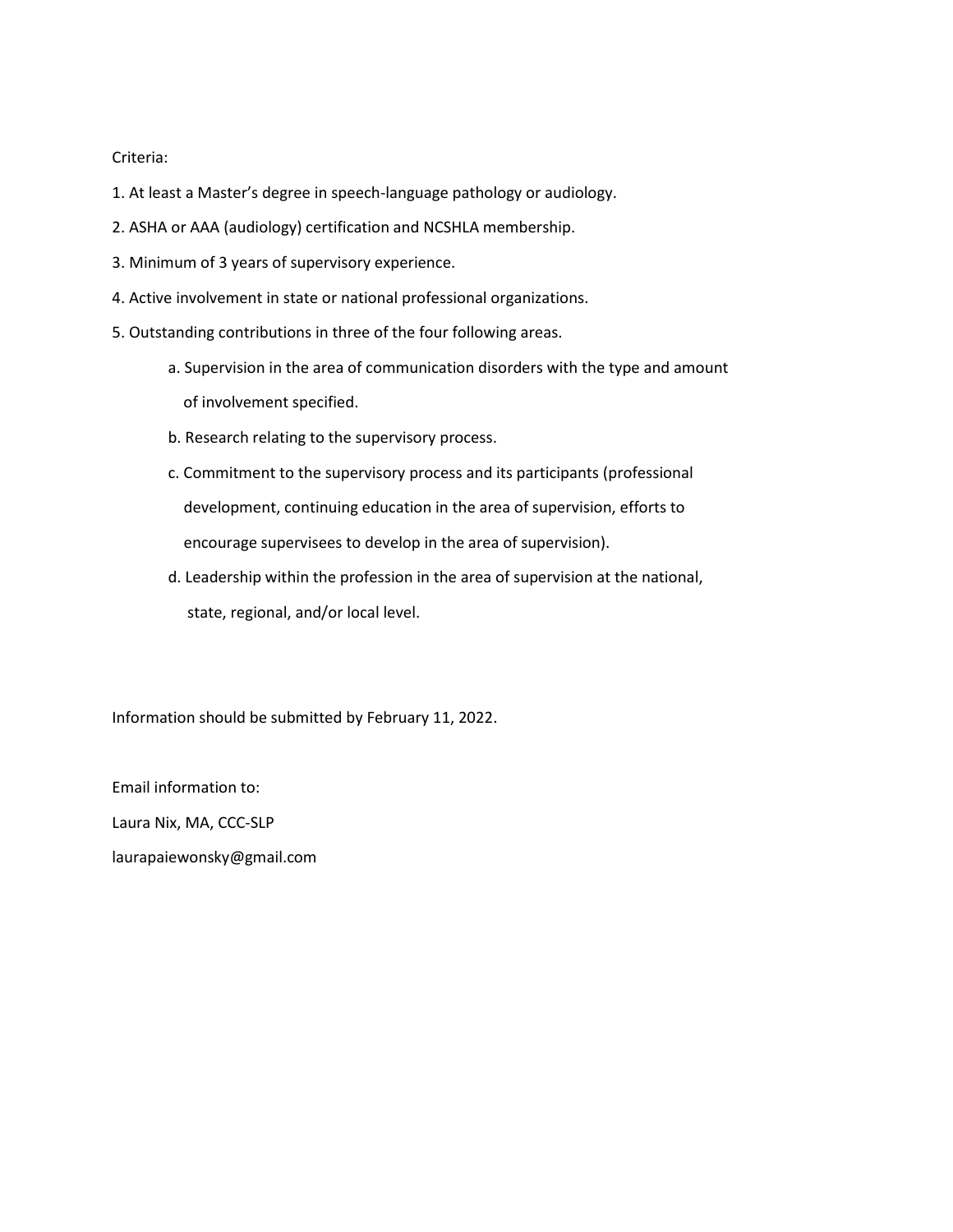Criteria:

1. At least a Master's degree in speech-language pathology or audiology.
2. ASHA or AAA (audiology) certification and NCSHLA membership.
3. Minimum of 3 years of supervisory experience.
4. Active involvement in state or national professional organizations.
5. Outstanding contributions in three of the four following areas.
   a. Supervision in the area of communication disorders with the type and amount of involvement specified.
   b. Research relating to the supervisory process.
   c. Commitment to the supervisory process and its participants (professional development, continuing education in the area of supervision, efforts to encourage supervisees to develop in the area of supervision).
   d. Leadership within the profession in the area of supervision at the national, state, regional, and/or local level.

Information should be submitted by February 11, 2022.

Email information to:

Laura Nix, MA, CCC-SLP

laurapaiewonsky@gmail.com